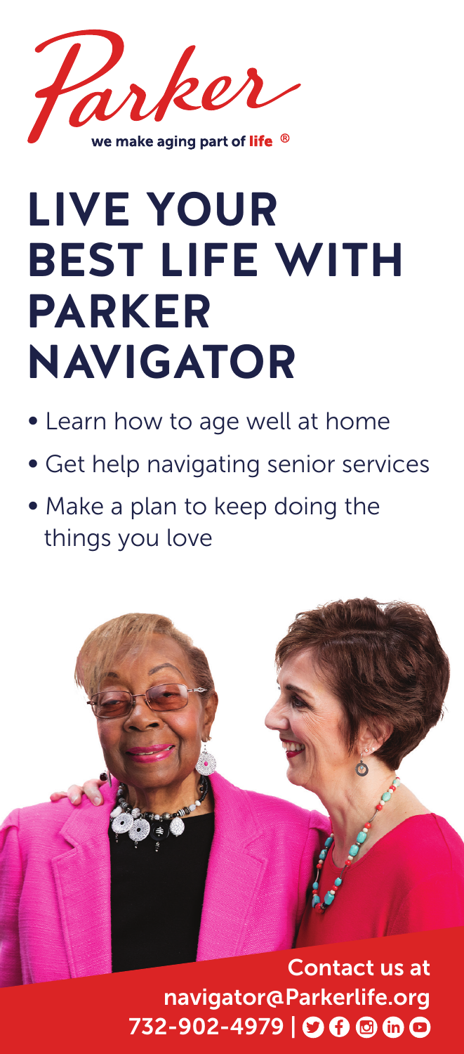Parker

we make aging part of life ®

# LIVE YOUR BEST LIFE WITH PARKER NAVIGATOR

- Learn how to age well at home
- Get help navigating senior services
- Make a plan to keep doing the things you love

Contact us at
navigator@Parkerlife.org
732-902-4979 |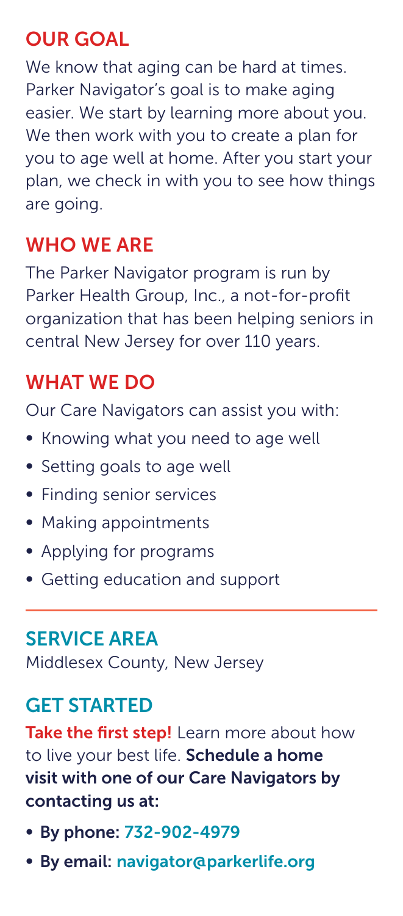## OUR GOAL

We know that aging can be hard at times. Parker Navigator's goal is to make aging easier. We start by learning more about you. We then work with you to create a plan for you to age well at home. After you start your plan, we check in with you to see how things are going.

## WHO WE ARE

The Parker Navigator program is run by Parker Health Group, Inc., a not-for-profit organization that has been helping seniors in central New Jersey for over 110 years.

## WHAT WE DO

Our Care Navigators can assist you with:

- Knowing what you need to age well
- Setting goals to age well
- Finding senior services
- Making appointments
- Applying for programs
- Getting education and support

---

## SERVICE AREA

Middlesex County, New Jersey

## GET STARTED

**Take the first step!** Learn more about how to live your best life. **Schedule a home visit with one of our Care Navigators by contacting us at:**

- **By phone: 732-902-4979**
- **By email: navigator@parkerlife.org**